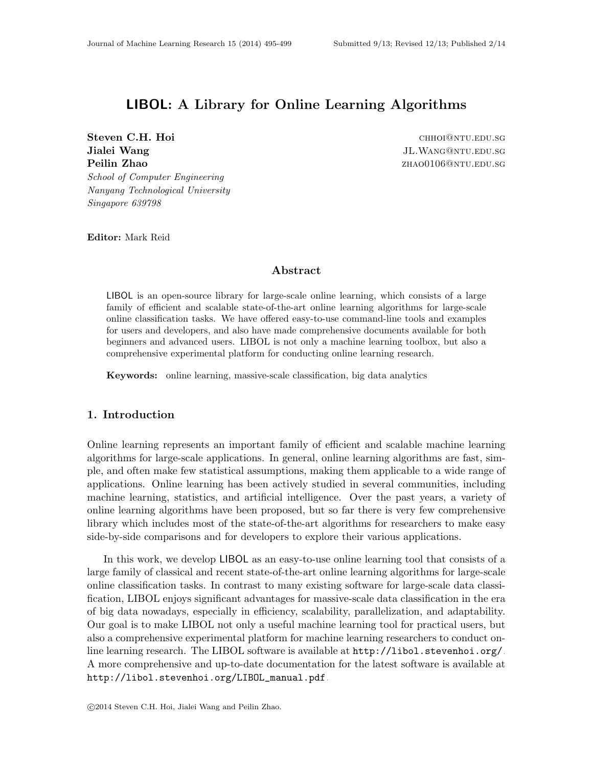# LIBOL: A Library for Online Learning Algorithms

**Steven C.H. Hoi** CHHOI@NTU.EDU.SG
**Jialei Wang** JL.WANG@NTU.EDU.SG
**Peilin Zhao** ZHAO0106@NTU.EDU.SG
*School of Computer Engineering*
*Nanyang Technological University*
*Singapore 639798*

**Editor:** Mark Reid

## Abstract

LIBOL is an open-source library for large-scale online learning, which consists of a large family of efficient and scalable state-of-the-art online learning algorithms for large-scale online classification tasks. We have offered easy-to-use command-line tools and examples for users and developers, and also have made comprehensive documents available for both beginners and advanced users. LIBOL is not only a machine learning toolbox, but also a comprehensive experimental platform for conducting online learning research.

**Keywords:** online learning, massive-scale classification, big data analytics

## 1. Introduction

Online learning represents an important family of efficient and scalable machine learning algorithms for large-scale applications. In general, online learning algorithms are fast, simple, and often make few statistical assumptions, making them applicable to a wide range of applications. Online learning has been actively studied in several communities, including machine learning, statistics, and artificial intelligence. Over the past years, a variety of online learning algorithms have been proposed, but so far there is very few comprehensive library which includes most of the state-of-the-art algorithms for researchers to make easy side-by-side comparisons and for developers to explore their various applications.

In this work, we develop LIBOL as an easy-to-use online learning tool that consists of a large family of classical and recent state-of-the-art online learning algorithms for large-scale online classification tasks. In contrast to many existing software for large-scale data classification, LIBOL enjoys significant advantages for massive-scale data classification in the era of big data nowadays, especially in efficiency, scalability, parallelization, and adaptability. Our goal is to make LIBOL not only a useful machine learning tool for practical users, but also a comprehensive experimental platform for machine learning researchers to conduct online learning research. The LIBOL software is available at http://libol.stevenhoi.org/. A more comprehensive and up-to-date documentation for the latest software is available at http://libol.stevenhoi.org/LIBOL_manual.pdf.

©2014 Steven C.H. Hoi, Jialei Wang and Peilin Zhao.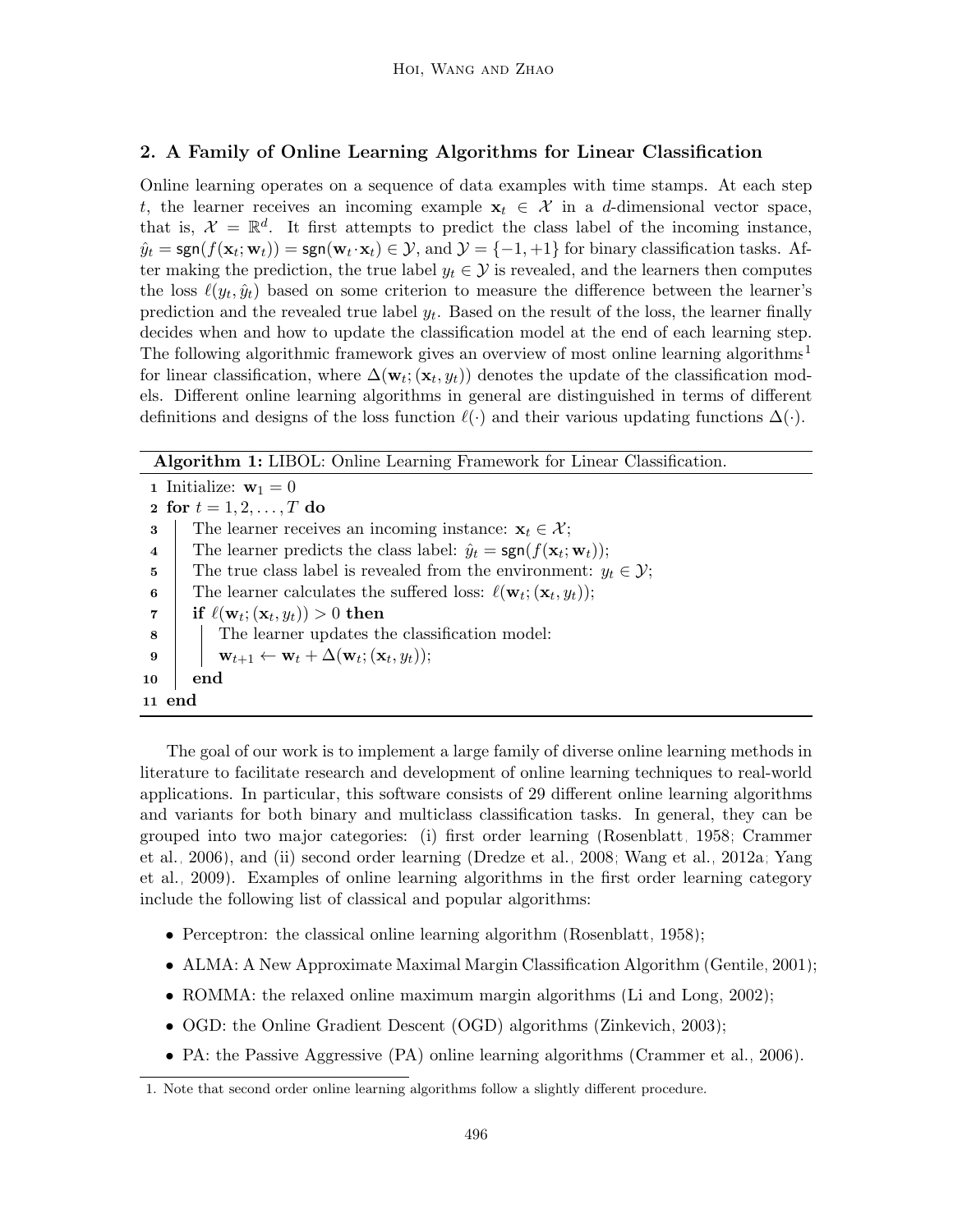## 2. A Family of Online Learning Algorithms for Linear Classification

Online learning operates on a sequence of data examples with time stamps. At each step $t$, the learner receives an incoming example $\mathbf{x}_t \in \mathcal{X}$ in a $d$-dimensional vector space, that is, $\mathcal{X} = \mathbb{R}^d$. It first attempts to predict the class label of the incoming instance, $\hat{y}_t = \mathsf{sgn}(f(\mathbf{x}_t; \mathbf{w}_t)) = \mathsf{sgn}(\mathbf{w}_t \cdot \mathbf{x}_t) \in \mathcal{Y}$, and $\mathcal{Y} = \{-1, +1\}$ for binary classification tasks. After making the prediction, the true label $y_t \in \mathcal{Y}$ is revealed, and the learners then computes the loss $\ell(y_t, \hat{y}_t)$ based on some criterion to measure the difference between the learner's prediction and the revealed true label $y_t$. Based on the result of the loss, the learner finally decides when and how to update the classification model at the end of each learning step. The following algorithmic framework gives an overview of most online learning algorithms[1] for linear classification, where $\Delta(\mathbf{w}_t; (\mathbf{x}_t, y_t))$ denotes the update of the classification models. Different online learning algorithms in general are distinguished in terms of different definitions and designs of the loss function $\ell(\cdot)$ and their various updating functions $\Delta(\cdot)$.

**Algorithm 1:** LIBOL: Online Learning Framework for Linear Classification.

```
1  Initialize: w_1 = 0
2  for t = 1, 2, ..., T do
3      The learner receives an incoming instance: x_t ∈ X;
4      The learner predicts the class label: ŷ_t = sgn(f(x_t; w_t));
5      The true class label is revealed from the environment: y_t ∈ Y;
6      The learner calculates the suffered loss: ℓ(w_t; (x_t, y_t));
7      if ℓ(w_t; (x_t, y_t)) > 0 then
8          The learner updates the classification model:
9          w_{t+1} ← w_t + Δ(w_t; (x_t, y_t));
10     end
11 end
```

The goal of our work is to implement a large family of diverse online learning methods in literature to facilitate research and development of online learning techniques to real-world applications. In particular, this software consists of 29 different online learning algorithms and variants for both binary and multiclass classification tasks. In general, they can be grouped into two major categories: (i) first order learning (Rosenblatt, 1958; Crammer et al., 2006), and (ii) second order learning (Dredze et al., 2008; Wang et al., 2012a; Yang et al., 2009). Examples of online learning algorithms in the first order learning category include the following list of classical and popular algorithms:

- Perceptron: the classical online learning algorithm (Rosenblatt, 1958);
- ALMA: A New Approximate Maximal Margin Classification Algorithm (Gentile, 2001);
- ROMMA: the relaxed online maximum margin algorithms (Li and Long, 2002);
- OGD: the Online Gradient Descent (OGD) algorithms (Zinkevich, 2003);
- PA: the Passive Aggressive (PA) online learning algorithms (Crammer et al., 2006).

1. Note that second order online learning algorithms follow a slightly different procedure.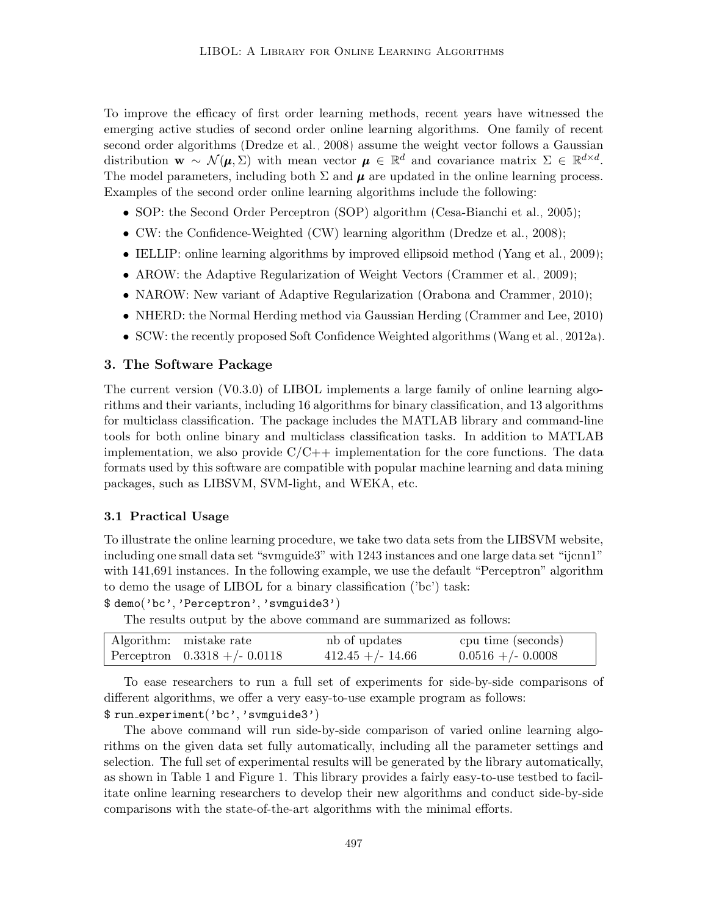To improve the efficacy of first order learning methods, recent years have witnessed the emerging active studies of second order online learning algorithms. One family of recent second order algorithms (Dredze et al., 2008) assume the weight vector follows a Gaussian distribution $\mathbf{w} \sim \mathcal{N}(\boldsymbol{\mu}, \Sigma)$ with mean vector $\boldsymbol{\mu} \in \mathbb{R}^d$ and covariance matrix $\Sigma \in \mathbb{R}^{d \times d}$. The model parameters, including both $\Sigma$ and $\boldsymbol{\mu}$ are updated in the online learning process. Examples of the second order online learning algorithms include the following:

- SOP: the Second Order Perceptron (SOP) algorithm (Cesa-Bianchi et al., 2005);
- CW: the Confidence-Weighted (CW) learning algorithm (Dredze et al., 2008);
- IELLIP: online learning algorithms by improved ellipsoid method (Yang et al., 2009);
- AROW: the Adaptive Regularization of Weight Vectors (Crammer et al., 2009);
- NAROW: New variant of Adaptive Regularization (Orabona and Crammer, 2010);
- NHERD: the Normal Herding method via Gaussian Herding (Crammer and Lee, 2010)
- SCW: the recently proposed Soft Confidence Weighted algorithms (Wang et al., 2012a).

## 3. The Software Package

The current version (V0.3.0) of LIBOL implements a large family of online learning algorithms and their variants, including 16 algorithms for binary classification, and 13 algorithms for multiclass classification. The package includes the MATLAB library and command-line tools for both online binary and multiclass classification tasks. In addition to MATLAB implementation, we also provide C/C++ implementation for the core functions. The data formats used by this software are compatible with popular machine learning and data mining packages, such as LIBSVM, SVM-light, and WEKA, etc.

### 3.1 Practical Usage

To illustrate the online learning procedure, we take two data sets from the LIBSVM website, including one small data set "svmguide3" with 1243 instances and one large data set "ijcnn1" with 141,691 instances. In the following example, we use the default "Perceptron" algorithm to demo the usage of LIBOL for a binary classification ('bc') task:

```
$ demo('bc','Perceptron','svmguide3')
```

The results output by the above command are summarized as follows:

| Algorithm: | mistake rate | nb of updates | cpu time (seconds) |
|---|---|---|---|
| Perceptron | 0.3318 +/- 0.0118 | 412.45 +/- 14.66 | 0.0516 +/- 0.0008 |

To ease researchers to run a full set of experiments for side-by-side comparisons of different algorithms, we offer a very easy-to-use example program as follows:

```
$ run_experiment('bc','svmguide3')
```

The above command will run side-by-side comparison of varied online learning algorithms on the given data set fully automatically, including all the parameter settings and selection. The full set of experimental results will be generated by the library automatically, as shown in Table 1 and Figure 1. This library provides a fairly easy-to-use testbed to facilitate online learning researchers to develop their new algorithms and conduct side-by-side comparisons with the state-of-the-art algorithms with the minimal efforts.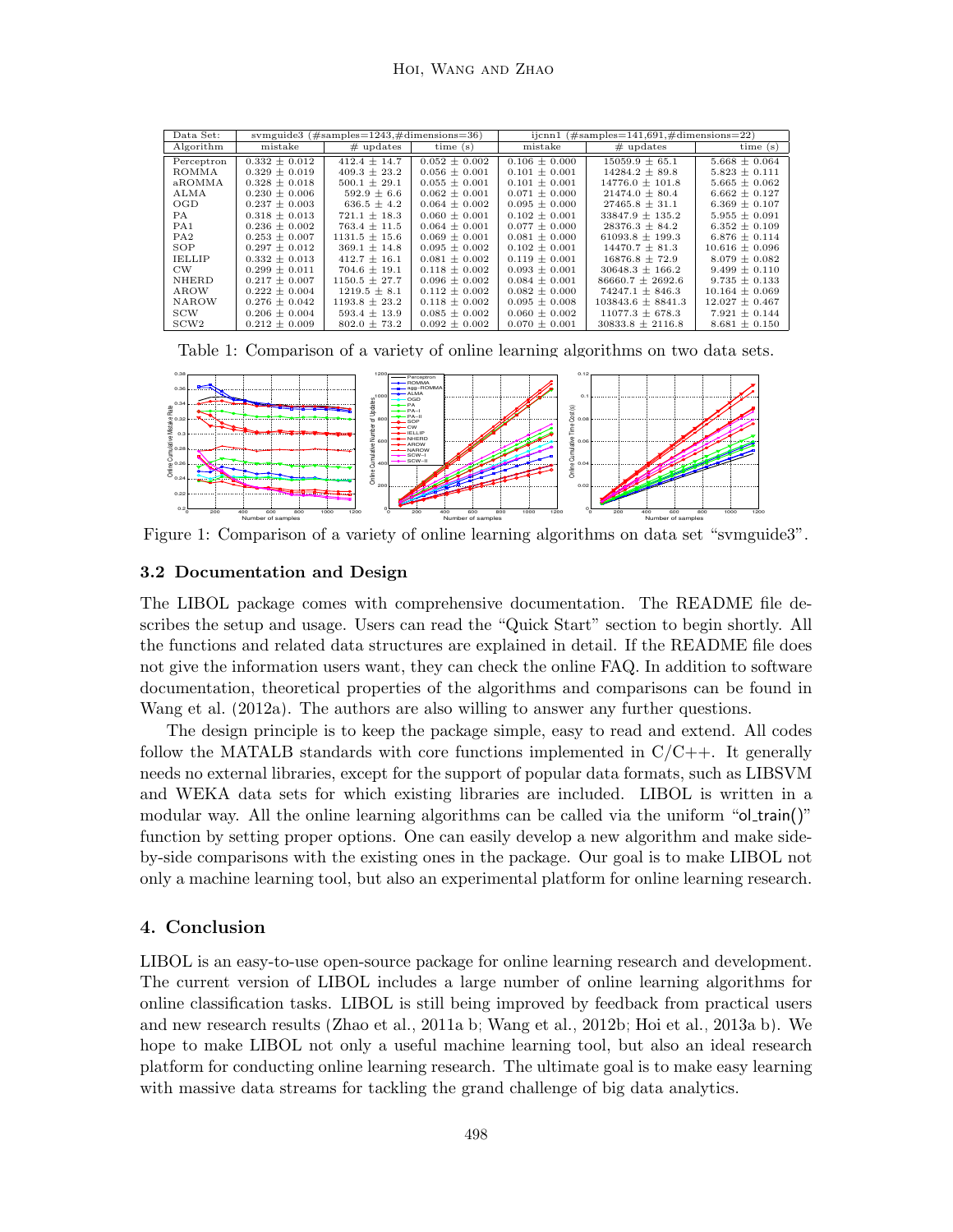| Data Set: | svmguide3 (#samples=1243,#dimensions=36) | | | ijcnn1 (#samples=141,691,#dimensions=22) | | |
|---|---|---|---|---|---|---|
| Algorithm | mistake | # updates | time (s) | mistake | # updates | time (s) |
| Perceptron | 0.332 ± 0.012 | 412.4 ± 14.7 | 0.052 ± 0.002 | 0.106 ± 0.000 | 15059.9 ± 65.1 | 5.668 ± 0.064 |
| ROMMA | 0.329 ± 0.019 | 409.3 ± 23.2 | 0.056 ± 0.001 | 0.101 ± 0.001 | 14284.2 ± 89.8 | 5.823 ± 0.111 |
| aROMMA | 0.328 ± 0.018 | 500.1 ± 29.1 | 0.055 ± 0.001 | 0.101 ± 0.001 | 14776.0 ± 101.8 | 5.665 ± 0.062 |
| ALMA | 0.230 ± 0.006 | 592.9 ± 6.6 | 0.062 ± 0.001 | 0.071 ± 0.000 | 21474.0 ± 80.4 | 6.662 ± 0.127 |
| OGD | 0.237 ± 0.003 | 636.5 ± 4.2 | 0.064 ± 0.002 | 0.095 ± 0.000 | 27465.8 ± 31.1 | 6.369 ± 0.107 |
| PA | 0.318 ± 0.013 | 721.1 ± 18.3 | 0.060 ± 0.001 | 0.102 ± 0.001 | 33847.9 ± 135.2 | 5.955 ± 0.091 |
| PA1 | 0.236 ± 0.002 | 763.4 ± 11.5 | 0.064 ± 0.001 | 0.077 ± 0.000 | 28376.3 ± 84.2 | 6.352 ± 0.109 |
| PA2 | 0.253 ± 0.007 | 1131.5 ± 15.6 | 0.069 ± 0.001 | 0.081 ± 0.000 | 61093.8 ± 199.3 | 6.876 ± 0.114 |
| SOP | 0.297 ± 0.012 | 369.1 ± 14.8 | 0.095 ± 0.002 | 0.102 ± 0.001 | 14470.7 ± 81.3 | 10.616 ± 0.096 |
| IELLIP | 0.332 ± 0.013 | 412.7 ± 16.1 | 0.081 ± 0.002 | 0.119 ± 0.001 | 16876.8 ± 72.9 | 8.079 ± 0.082 |
| CW | 0.299 ± 0.011 | 704.6 ± 19.1 | 0.118 ± 0.002 | 0.093 ± 0.001 | 30648.3 ± 166.2 | 9.499 ± 0.110 |
| NHERD | 0.217 ± 0.007 | 1150.5 ± 27.7 | 0.096 ± 0.002 | 0.084 ± 0.001 | 86660.7 ± 2692.6 | 9.735 ± 0.133 |
| AROW | 0.222 ± 0.004 | 1219.5 ± 8.1 | 0.112 ± 0.002 | 0.082 ± 0.000 | 74247.1 ± 846.3 | 10.164 ± 0.069 |
| NAROW | 0.276 ± 0.042 | 1193.8 ± 23.2 | 0.118 ± 0.002 | 0.095 ± 0.008 | 103843.6 ± 8841.3 | 12.027 ± 0.467 |
| SCW | 0.206 ± 0.004 | 593.4 ± 13.9 | 0.085 ± 0.002 | 0.060 ± 0.002 | 11077.3 ± 678.3 | 7.921 ± 0.144 |
| SCW2 | 0.212 ± 0.009 | 802.0 ± 73.2 | 0.092 ± 0.002 | 0.070 ± 0.001 | 30833.8 ± 2116.8 | 8.681 ± 0.150 |

Table 1: Comparison of a variety of online learning algorithms on two data sets.

Figure 1: Comparison of a variety of online learning algorithms on data set "svmguide3".

### 3.2 Documentation and Design

The LIBOL package comes with comprehensive documentation. The README file describes the setup and usage. Users can read the "Quick Start" section to begin shortly. All the functions and related data structures are explained in detail. If the README file does not give the information users want, they can check the online FAQ. In addition to software documentation, theoretical properties of the algorithms and comparisons can be found in Wang et al. (2012a). The authors are also willing to answer any further questions.

The design principle is to keep the package simple, easy to read and extend. All codes follow the MATALB standards with core functions implemented in C/C++. It generally needs no external libraries, except for the support of popular data formats, such as LIBSVM and WEKA data sets for which existing libraries are included. LIBOL is written in a modular way. All the online learning algorithms can be called via the uniform "ol_train()" function by setting proper options. One can easily develop a new algorithm and make side-by-side comparisons with the existing ones in the package. Our goal is to make LIBOL not only a machine learning tool, but also an experimental platform for online learning research.

## 4. Conclusion

LIBOL is an easy-to-use open-source package for online learning research and development. The current version of LIBOL includes a large number of online learning algorithms for online classification tasks. LIBOL is still being improved by feedback from practical users and new research results (Zhao et al., 2011a b; Wang et al., 2012b; Hoi et al., 2013a b). We hope to make LIBOL not only a useful machine learning tool, but also an ideal research platform for conducting online learning research. The ultimate goal is to make easy learning with massive data streams for tackling the grand challenge of big data analytics.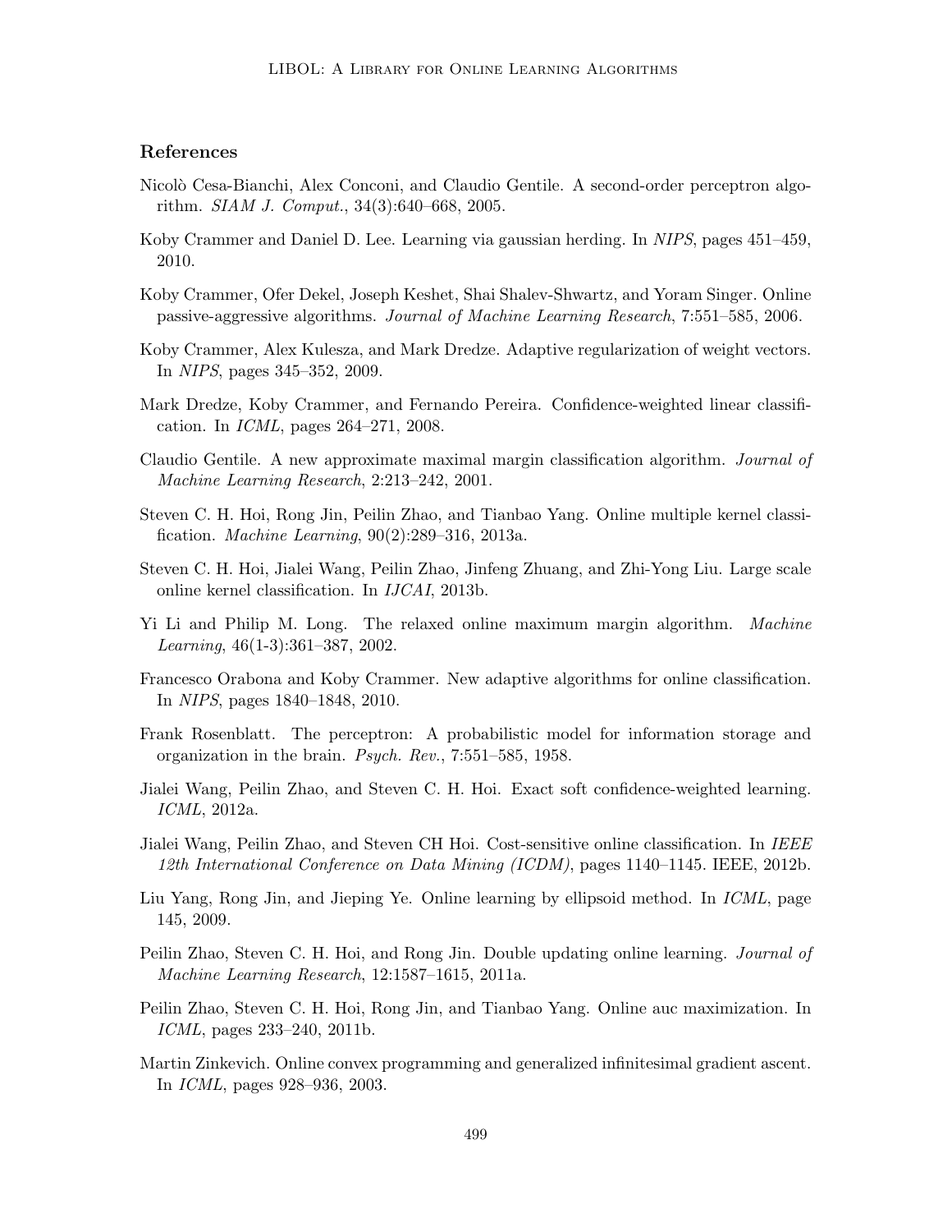## References

Nicolò Cesa-Bianchi, Alex Conconi, and Claudio Gentile. A second-order perceptron algorithm. *SIAM J. Comput.*, 34(3):640–668, 2005.

Koby Crammer and Daniel D. Lee. Learning via gaussian herding. In *NIPS*, pages 451–459, 2010.

Koby Crammer, Ofer Dekel, Joseph Keshet, Shai Shalev-Shwartz, and Yoram Singer. Online passive-aggressive algorithms. *Journal of Machine Learning Research*, 7:551–585, 2006.

Koby Crammer, Alex Kulesza, and Mark Dredze. Adaptive regularization of weight vectors. In *NIPS*, pages 345–352, 2009.

Mark Dredze, Koby Crammer, and Fernando Pereira. Confidence-weighted linear classification. In *ICML*, pages 264–271, 2008.

Claudio Gentile. A new approximate maximal margin classification algorithm. *Journal of Machine Learning Research*, 2:213–242, 2001.

Steven C. H. Hoi, Rong Jin, Peilin Zhao, and Tianbao Yang. Online multiple kernel classification. *Machine Learning*, 90(2):289–316, 2013a.

Steven C. H. Hoi, Jialei Wang, Peilin Zhao, Jinfeng Zhuang, and Zhi-Yong Liu. Large scale online kernel classification. In *IJCAI*, 2013b.

Yi Li and Philip M. Long. The relaxed online maximum margin algorithm. *Machine Learning*, 46(1-3):361–387, 2002.

Francesco Orabona and Koby Crammer. New adaptive algorithms for online classification. In *NIPS*, pages 1840–1848, 2010.

Frank Rosenblatt. The perceptron: A probabilistic model for information storage and organization in the brain. *Psych. Rev.*, 7:551–585, 1958.

Jialei Wang, Peilin Zhao, and Steven C. H. Hoi. Exact soft confidence-weighted learning. *ICML*, 2012a.

Jialei Wang, Peilin Zhao, and Steven CH Hoi. Cost-sensitive online classification. In *IEEE 12th International Conference on Data Mining (ICDM)*, pages 1140–1145. IEEE, 2012b.

Liu Yang, Rong Jin, and Jieping Ye. Online learning by ellipsoid method. In *ICML*, page 145, 2009.

Peilin Zhao, Steven C. H. Hoi, and Rong Jin. Double updating online learning. *Journal of Machine Learning Research*, 12:1587–1615, 2011a.

Peilin Zhao, Steven C. H. Hoi, Rong Jin, and Tianbao Yang. Online auc maximization. In *ICML*, pages 233–240, 2011b.

Martin Zinkevich. Online convex programming and generalized infinitesimal gradient ascent. In *ICML*, pages 928–936, 2003.